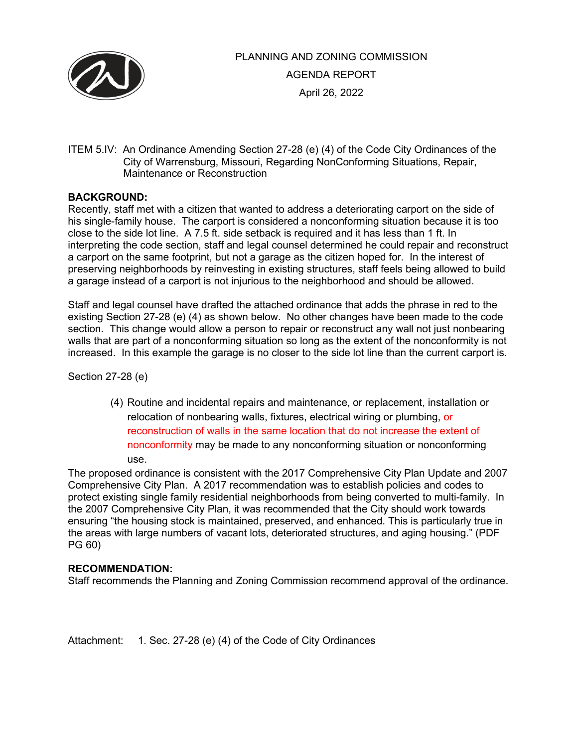PLANNING AND ZONING COMMISSION
AGENDA REPORT
April 26, 2022

ITEM 5.IV: An Ordinance Amending Section 27-28 (e) (4) of the Code City Ordinances of the City of Warrensburg, Missouri, Regarding NonConforming Situations, Repair, Maintenance or Reconstruction

**BACKGROUND:**
Recently, staff met with a citizen that wanted to address a deteriorating carport on the side of his single-family house. The carport is considered a nonconforming situation because it is too close to the side lot line. A 7.5 ft. side setback is required and it has less than 1 ft. In interpreting the code section, staff and legal counsel determined he could repair and reconstruct a carport on the same footprint, but not a garage as the citizen hoped for. In the interest of preserving neighborhoods by reinvesting in existing structures, staff feels being allowed to build a garage instead of a carport is not injurious to the neighborhood and should be allowed.

Staff and legal counsel have drafted the attached ordinance that adds the phrase in red to the existing Section 27-28 (e) (4) as shown below. No other changes have been made to the code section. This change would allow a person to repair or reconstruct any wall not just nonbearing walls that are part of a nonconforming situation so long as the extent of the nonconformity is not increased. In this example the garage is no closer to the side lot line than the current carport is.

Section 27-28 (e)

> (4) Routine and incidental repairs and maintenance, or replacement, installation or relocation of nonbearing walls, fixtures, electrical wiring or plumbing, or reconstruction of walls in the same location that do not increase the extent of nonconformity may be made to any nonconforming situation or nonconforming use.

The proposed ordinance is consistent with the 2017 Comprehensive City Plan Update and 2007 Comprehensive City Plan. A 2017 recommendation was to establish policies and codes to protect existing single family residential neighborhoods from being converted to multi-family. In the 2007 Comprehensive City Plan, it was recommended that the City should work towards ensuring "the housing stock is maintained, preserved, and enhanced. This is particularly true in the areas with large numbers of vacant lots, deteriorated structures, and aging housing." (PDF PG 60)

**RECOMMENDATION:**
Staff recommends the Planning and Zoning Commission recommend approval of the ordinance.

Attachment: 1. Sec. 27-28 (e) (4) of the Code of City Ordinances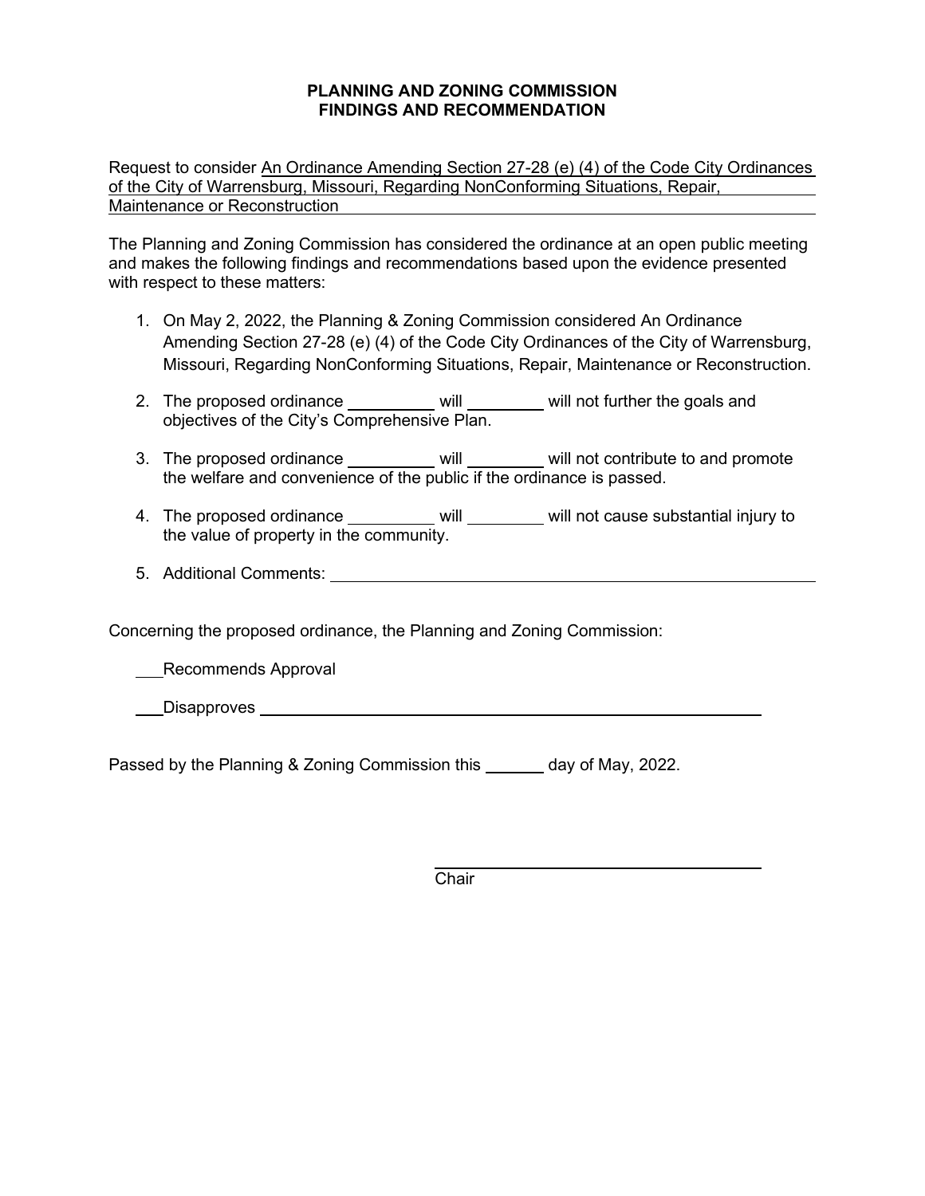# PLANNING AND ZONING COMMISSION
# FINDINGS AND RECOMMENDATION

Request to consider An Ordinance Amending Section 27-28 (e) (4) of the Code City Ordinances of the City of Warrensburg, Missouri, Regarding NonConforming Situations, Repair, Maintenance or Reconstruction

The Planning and Zoning Commission has considered the ordinance at an open public meeting and makes the following findings and recommendations based upon the evidence presented with respect to these matters:

1. On May 2, 2022, the Planning & Zoning Commission considered An Ordinance Amending Section 27-28 (e) (4) of the Code City Ordinances of the City of Warrensburg, Missouri, Regarding NonConforming Situations, Repair, Maintenance or Reconstruction.

2. The proposed ordinance \_\_\_\_\_\_\_\_\_\_ will \_\_\_\_\_\_\_\_\_\_ will not further the goals and objectives of the City's Comprehensive Plan.

3. The proposed ordinance \_\_\_\_\_\_\_\_\_\_ will \_\_\_\_\_\_\_\_\_\_ will not contribute to and promote the welfare and convenience of the public if the ordinance is passed.

4. The proposed ordinance \_\_\_\_\_\_\_\_\_\_ will \_\_\_\_\_\_\_\_\_\_ will not cause substantial injury to the value of property in the community.

5. Additional Comments: \_\_\_\_\_\_\_\_\_\_\_\_\_\_\_\_\_\_\_\_\_\_\_\_\_\_\_\_\_\_\_\_\_\_\_\_\_\_\_\_

Concerning the proposed ordinance, the Planning and Zoning Commission:

\_\_\_Recommends Approval

\_\_\_Disapproves \_\_\_\_\_\_\_\_\_\_\_\_\_\_\_\_\_\_\_\_\_\_\_\_\_\_\_\_\_\_\_\_\_\_\_\_\_\_\_\_

Passed by the Planning & Zoning Commission this \_\_\_\_\_\_ day of May, 2022.

\_\_\_\_\_\_\_\_\_\_\_\_\_\_\_\_\_\_\_\_\_\_\_\_\_\_\_\_\_\_

Chair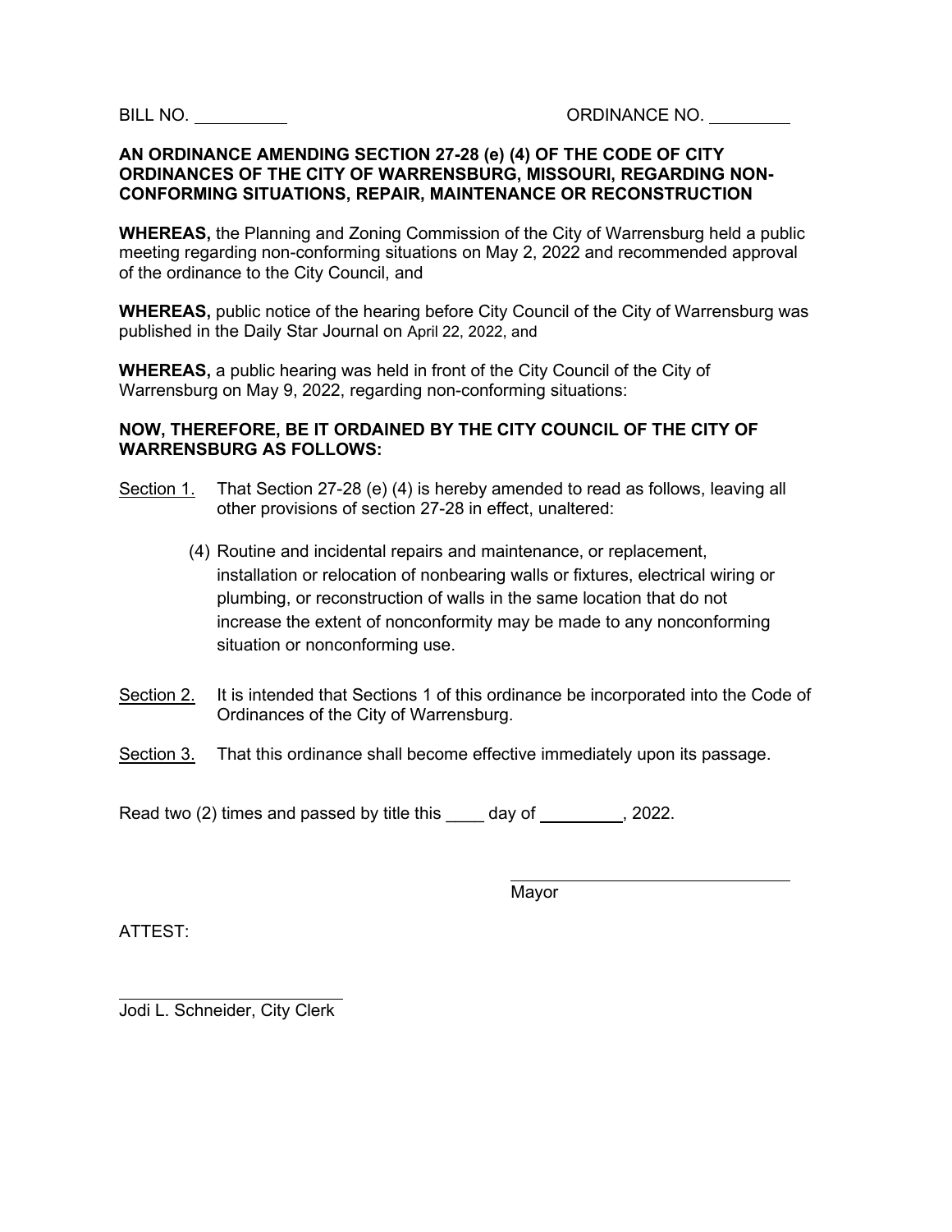BILL NO. __________ ORDINANCE NO. _________

**AN ORDINANCE AMENDING SECTION 27-28 (e) (4) OF THE CODE OF CITY ORDINANCES OF THE CITY OF WARRENSBURG, MISSOURI, REGARDING NON-CONFORMING SITUATIONS, REPAIR, MAINTENANCE OR RECONSTRUCTION**

**WHEREAS,** the Planning and Zoning Commission of the City of Warrensburg held a public meeting regarding non-conforming situations on May 2, 2022 and recommended approval of the ordinance to the City Council, and

**WHEREAS,** public notice of the hearing before City Council of the City of Warrensburg was published in the Daily Star Journal on April 22, 2022, and

**WHEREAS,** a public hearing was held in front of the City Council of the City of Warrensburg on May 9, 2022, regarding non-conforming situations:

**NOW, THEREFORE, BE IT ORDAINED BY THE CITY COUNCIL OF THE CITY OF WARRENSBURG AS FOLLOWS:**

Section 1. That Section 27-28 (e) (4) is hereby amended to read as follows, leaving all other provisions of section 27-28 in effect, unaltered:

(4) Routine and incidental repairs and maintenance, or replacement, installation or relocation of nonbearing walls or fixtures, electrical wiring or plumbing, or reconstruction of walls in the same location that do not increase the extent of nonconformity may be made to any nonconforming situation or nonconforming use.

Section 2. It is intended that Sections 1 of this ordinance be incorporated into the Code of Ordinances of the City of Warrensburg.

Section 3. That this ordinance shall become effective immediately upon its passage.

Read two (2) times and passed by title this ____ day of _________, 2022.

_______________________________
Mayor

ATTEST:

_______________________________
Jodi L. Schneider, City Clerk